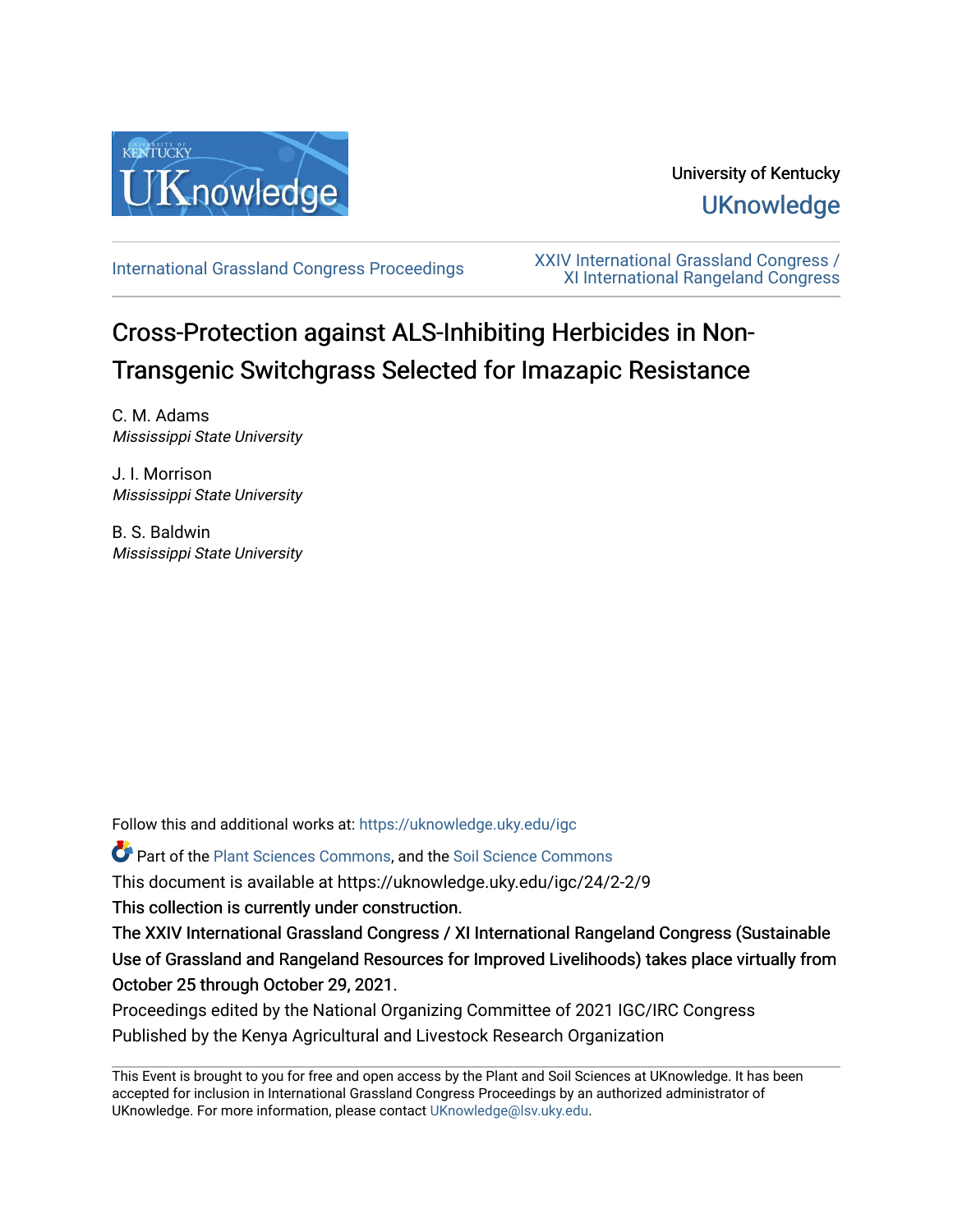University of Kentucky

UKnowledge

International Grassland Congress Proceedings

XXIV International Grassland Congress / XI International Rangeland Congress

# Cross-Protection against ALS-Inhibiting Herbicides in Non-Transgenic Switchgrass Selected for Imazapic Resistance

C. M. Adams
*Mississippi State University*

J. I. Morrison
*Mississippi State University*

B. S. Baldwin
*Mississippi State University*

Follow this and additional works at: https://uknowledge.uky.edu/igc

Part of the Plant Sciences Commons, and the Soil Science Commons

This document is available at https://uknowledge.uky.edu/igc/24/2-2/9

This collection is currently under construction.

The XXIV International Grassland Congress / XI International Rangeland Congress (Sustainable Use of Grassland and Rangeland Resources for Improved Livelihoods) takes place virtually from October 25 through October 29, 2021.

Proceedings edited by the National Organizing Committee of 2021 IGC/IRC Congress

Published by the Kenya Agricultural and Livestock Research Organization

This Event is brought to you for free and open access by the Plant and Soil Sciences at UKnowledge. It has been accepted for inclusion in International Grassland Congress Proceedings by an authorized administrator of UKnowledge. For more information, please contact UKnowledge@lsv.uky.edu.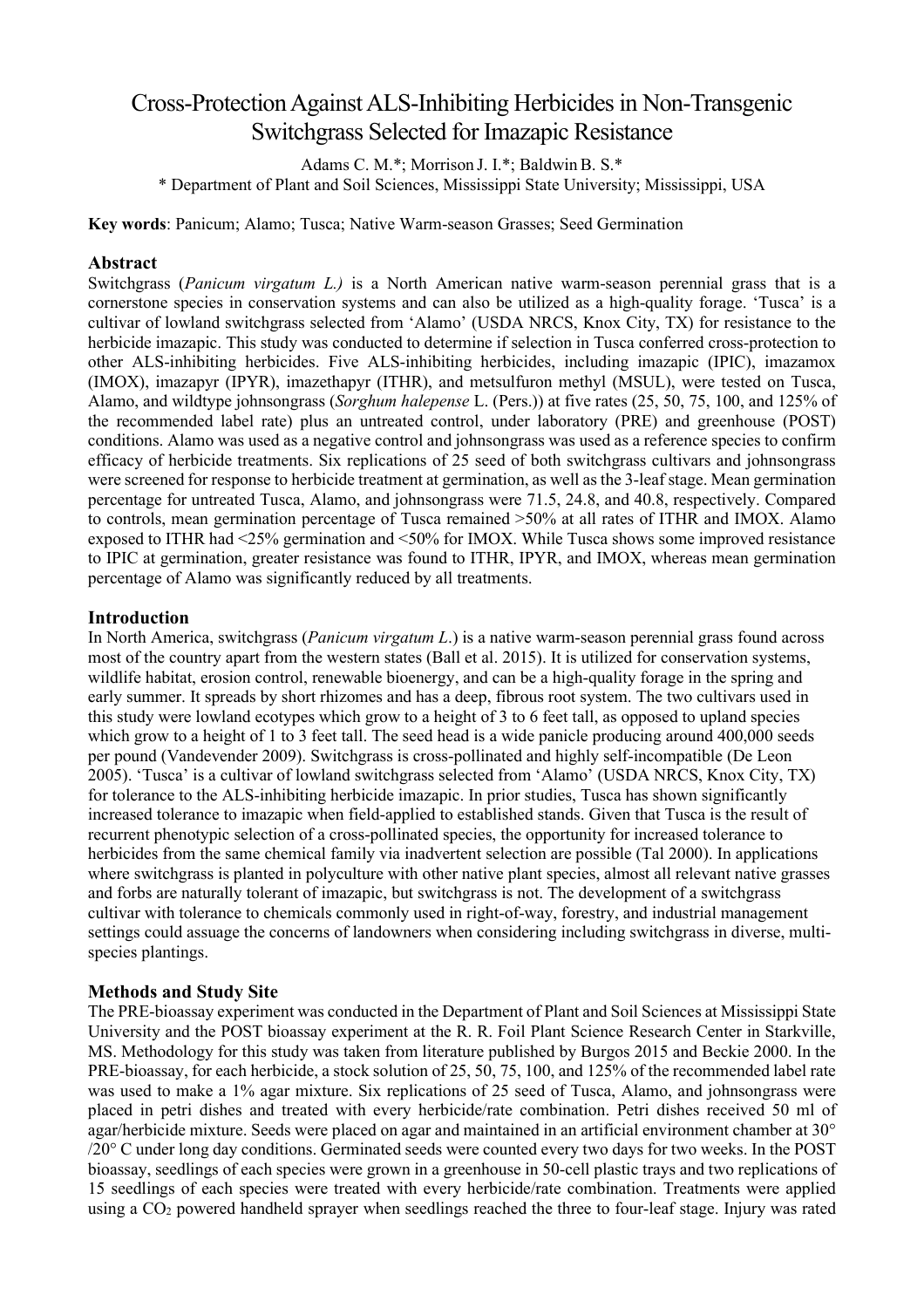# Cross-Protection Against ALS-Inhibiting Herbicides in Non-Transgenic Switchgrass Selected for Imazapic Resistance

Adams C. M.*; Morrison J. I.*; Baldwin B. S.*

\* Department of Plant and Soil Sciences, Mississippi State University; Mississippi, USA

**Key words**: Panicum; Alamo; Tusca; Native Warm-season Grasses; Seed Germination

## Abstract

Switchgrass (*Panicum virgatum L.)* is a North American native warm-season perennial grass that is a cornerstone species in conservation systems and can also be utilized as a high-quality forage. 'Tusca' is a cultivar of lowland switchgrass selected from 'Alamo' (USDA NRCS, Knox City, TX) for resistance to the herbicide imazapic. This study was conducted to determine if selection in Tusca conferred cross-protection to other ALS-inhibiting herbicides. Five ALS-inhibiting herbicides, including imazapic (IPIC), imazamox (IMOX), imazapyr (IPYR), imazethapyr (ITHR), and metsulfuron methyl (MSUL), were tested on Tusca, Alamo, and wildtype johnsongrass (*Sorghum halepense* L. (Pers.)) at five rates (25, 50, 75, 100, and 125% of the recommended label rate) plus an untreated control, under laboratory (PRE) and greenhouse (POST) conditions. Alamo was used as a negative control and johnsongrass was used as a reference species to confirm efficacy of herbicide treatments. Six replications of 25 seed of both switchgrass cultivars and johnsongrass were screened for response to herbicide treatment at germination, as well as the 3-leaf stage. Mean germination percentage for untreated Tusca, Alamo, and johnsongrass were 71.5, 24.8, and 40.8, respectively. Compared to controls, mean germination percentage of Tusca remained >50% at all rates of ITHR and IMOX. Alamo exposed to ITHR had <25% germination and <50% for IMOX. While Tusca shows some improved resistance to IPIC at germination, greater resistance was found to ITHR, IPYR, and IMOX, whereas mean germination percentage of Alamo was significantly reduced by all treatments.

## Introduction

In North America, switchgrass (*Panicum virgatum L*.) is a native warm-season perennial grass found across most of the country apart from the western states (Ball et al. 2015). It is utilized for conservation systems, wildlife habitat, erosion control, renewable bioenergy, and can be a high-quality forage in the spring and early summer. It spreads by short rhizomes and has a deep, fibrous root system. The two cultivars used in this study were lowland ecotypes which grow to a height of 3 to 6 feet tall, as opposed to upland species which grow to a height of 1 to 3 feet tall. The seed head is a wide panicle producing around 400,000 seeds per pound (Vandevender 2009). Switchgrass is cross-pollinated and highly self-incompatible (De Leon 2005). 'Tusca' is a cultivar of lowland switchgrass selected from 'Alamo' (USDA NRCS, Knox City, TX) for tolerance to the ALS-inhibiting herbicide imazapic. In prior studies, Tusca has shown significantly increased tolerance to imazapic when field-applied to established stands. Given that Tusca is the result of recurrent phenotypic selection of a cross-pollinated species, the opportunity for increased tolerance to herbicides from the same chemical family via inadvertent selection are possible (Tal 2000). In applications where switchgrass is planted in polyculture with other native plant species, almost all relevant native grasses and forbs are naturally tolerant of imazapic, but switchgrass is not. The development of a switchgrass cultivar with tolerance to chemicals commonly used in right-of-way, forestry, and industrial management settings could assuage the concerns of landowners when considering including switchgrass in diverse, multi-species plantings.

## Methods and Study Site

The PRE-bioassay experiment was conducted in the Department of Plant and Soil Sciences at Mississippi State University and the POST bioassay experiment at the R. R. Foil Plant Science Research Center in Starkville, MS. Methodology for this study was taken from literature published by Burgos 2015 and Beckie 2000. In the PRE-bioassay, for each herbicide, a stock solution of 25, 50, 75, 100, and 125% of the recommended label rate was used to make a 1% agar mixture. Six replications of 25 seed of Tusca, Alamo, and johnsongrass were placed in petri dishes and treated with every herbicide/rate combination. Petri dishes received 50 ml of agar/herbicide mixture. Seeds were placed on agar and maintained in an artificial environment chamber at 30° /20° C under long day conditions. Germinated seeds were counted every two days for two weeks. In the POST bioassay, seedlings of each species were grown in a greenhouse in 50-cell plastic trays and two replications of 15 seedlings of each species were treated with every herbicide/rate combination. Treatments were applied using a $CO_2$ powered handheld sprayer when seedlings reached the three to four-leaf stage. Injury was rated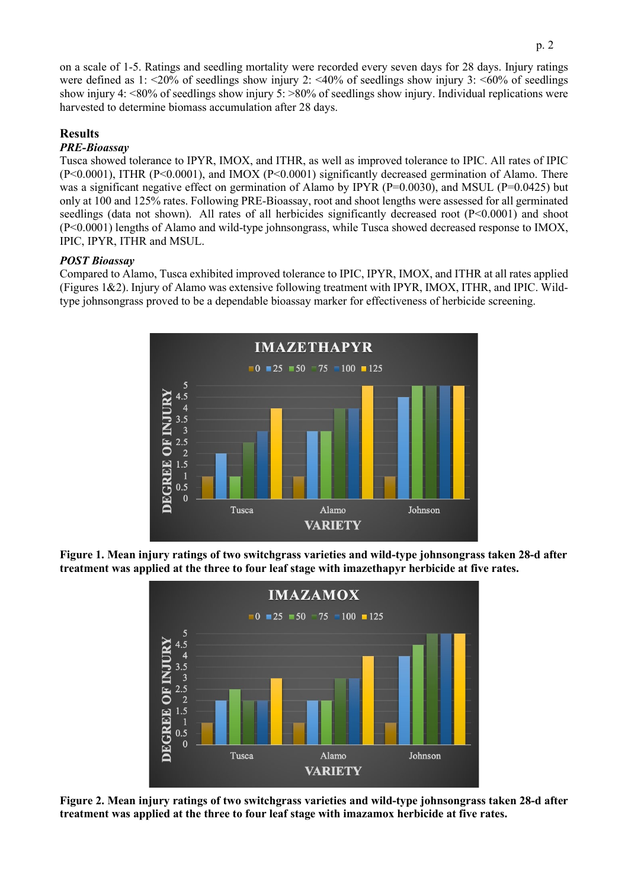on a scale of 1-5. Ratings and seedling mortality were recorded every seven days for 28 days. Injury ratings were defined as 1: <20% of seedlings show injury 2: <40% of seedlings show injury 3: <60% of seedlings show injury 4: <80% of seedlings show injury 5: >80% of seedlings show injury. Individual replications were harvested to determine biomass accumulation after 28 days.

## Results

### *PRE-Bioassay*

Tusca showed tolerance to IPYR, IMOX, and ITHR, as well as improved tolerance to IPIC. All rates of IPIC ($P<0.0001$), ITHR ($P<0.0001$), and IMOX ($P<0.0001$) significantly decreased germination of Alamo. There was a significant negative effect on germination of Alamo by IPYR ($P=0.0030$), and MSUL ($P=0.0425$) but only at 100 and 125% rates. Following PRE-Bioassay, root and shoot lengths were assessed for all germinated seedlings (data not shown). All rates of all herbicides significantly decreased root ($P<0.0001$) and shoot ($P<0.0001$) lengths of Alamo and wild-type johnsongrass, while Tusca showed decreased response to IMOX, IPIC, IPYR, ITHR and MSUL.

### *POST Bioassay*

Compared to Alamo, Tusca exhibited improved tolerance to IPIC, IPYR, IMOX, and ITHR at all rates applied (Figures 1&2). Injury of Alamo was extensive following treatment with IPYR, IMOX, ITHR, and IPIC. Wild-type johnsongrass proved to be a dependable bioassay marker for effectiveness of herbicide screening.

**Figure 1. Mean injury ratings of two switchgrass varieties and wild-type johnsongrass taken 28-d after treatment was applied at the three to four leaf stage with imazethapyr herbicide at five rates.**

**Figure 2. Mean injury ratings of two switchgrass varieties and wild-type johnsongrass taken 28-d after treatment was applied at the three to four leaf stage with imazamox herbicide at five rates.**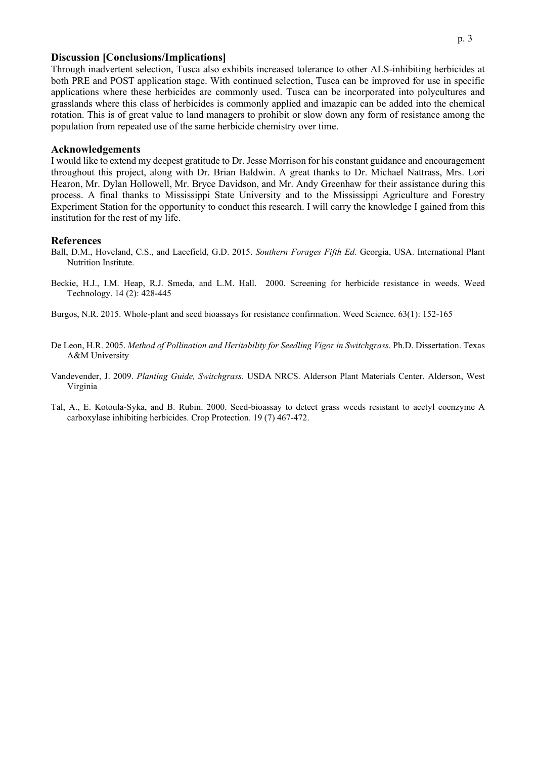## Discussion [Conclusions/Implications]

Through inadvertent selection, Tusca also exhibits increased tolerance to other ALS-inhibiting herbicides at both PRE and POST application stage. With continued selection, Tusca can be improved for use in specific applications where these herbicides are commonly used. Tusca can be incorporated into polycultures and grasslands where this class of herbicides is commonly applied and imazapic can be added into the chemical rotation. This is of great value to land managers to prohibit or slow down any form of resistance among the population from repeated use of the same herbicide chemistry over time.

## Acknowledgements

I would like to extend my deepest gratitude to Dr. Jesse Morrison for his constant guidance and encouragement throughout this project, along with Dr. Brian Baldwin. A great thanks to Dr. Michael Nattrass, Mrs. Lori Hearon, Mr. Dylan Hollowell, Mr. Bryce Davidson, and Mr. Andy Greenhaw for their assistance during this process. A final thanks to Mississippi State University and to the Mississippi Agriculture and Forestry Experiment Station for the opportunity to conduct this research. I will carry the knowledge I gained from this institution for the rest of my life.

## References

Ball, D.M., Hoveland, C.S., and Lacefield, G.D. 2015. *Southern Forages Fifth Ed.* Georgia, USA. International Plant Nutrition Institute.

Beckie, H.J., I.M. Heap, R.J. Smeda, and L.M. Hall. 2000. Screening for herbicide resistance in weeds. Weed Technology. 14 (2): 428-445

Burgos, N.R. 2015. Whole-plant and seed bioassays for resistance confirmation. Weed Science. 63(1): 152-165

De Leon, H.R. 2005. *Method of Pollination and Heritability for Seedling Vigor in Switchgrass*. Ph.D. Dissertation. Texas A&M University

Vandevender, J. 2009. *Planting Guide, Switchgrass.* USDA NRCS. Alderson Plant Materials Center. Alderson, West Virginia

Tal, A., E. Kotoula-Syka, and B. Rubin. 2000. Seed-bioassay to detect grass weeds resistant to acetyl coenzyme A carboxylase inhibiting herbicides. Crop Protection. 19 (7) 467-472.